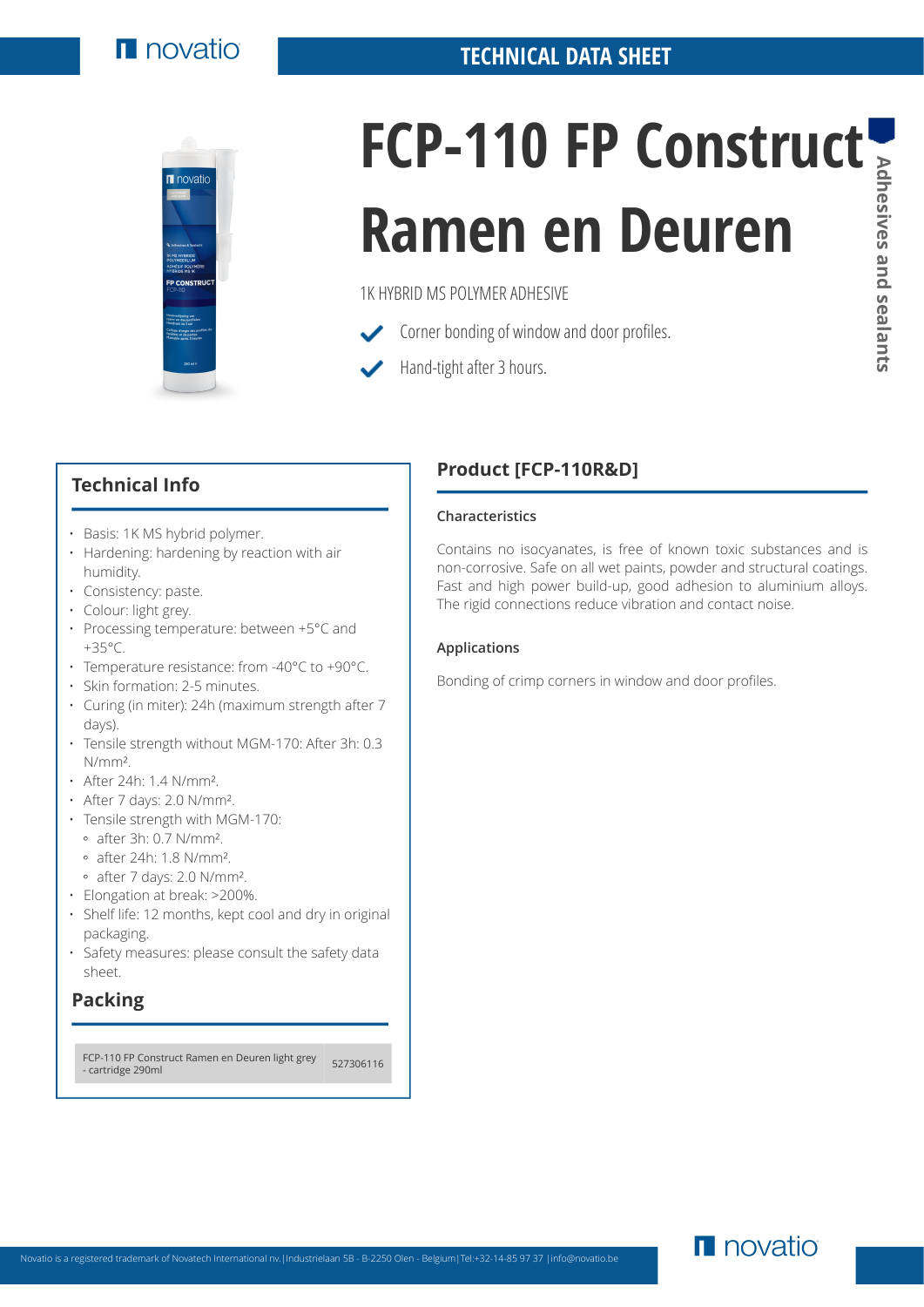TECHNICAL DATA SHEET

# FCP-110 FP Construct Ramen en Deuren

Adhesives and sealants

1K HYBRID MS POLYMER ADHESIVE

- Corner bonding of window and door profiles.
- Hand-tight after 3 hours.

## Technical Info

- Basis: 1K MS hybrid polymer.
- Hardening: hardening by reaction with air humidity.
- Consistency: paste.
- Colour: light grey.
- Processing temperature: between +5°C and +35°C.
- Temperature resistance: from -40°C to +90°C.
- Skin formation: 2-5 minutes.
- Curing (in miter): 24h (maximum strength after 7 days).
- Tensile strength without MGM-170: After 3h: 0.3 N/mm².
- After 24h: 1.4 N/mm².
- After 7 days: 2.0 N/mm².
- Tensile strength with MGM-170:
  - after 3h: 0.7 N/mm².
  - after 24h: 1.8 N/mm².
  - after 7 days: 2.0 N/mm².
- Elongation at break: >200%.
- Shelf life: 12 months, kept cool and dry in original packaging.
- Safety measures: please consult the safety data sheet.

## Packing

| FCP-110 FP Construct Ramen en Deuren light grey - cartridge 290ml | 527306116 |
|---|---|

## Product [FCP-110R&D]

### Characteristics

Contains no isocyanates, is free of known toxic substances and is non-corrosive. Safe on all wet paints, powder and structural coatings. Fast and high power build-up, good adhesion to aluminium alloys. The rigid connections reduce vibration and contact noise.

### Applications

Bonding of crimp corners in window and door profiles.

Novatio is a registered trademark of Novatech International nv.|Industrielaan 5B - B-2250 Olen - Belgium|Tel:+32-14-85 97 37 |info@novatio.be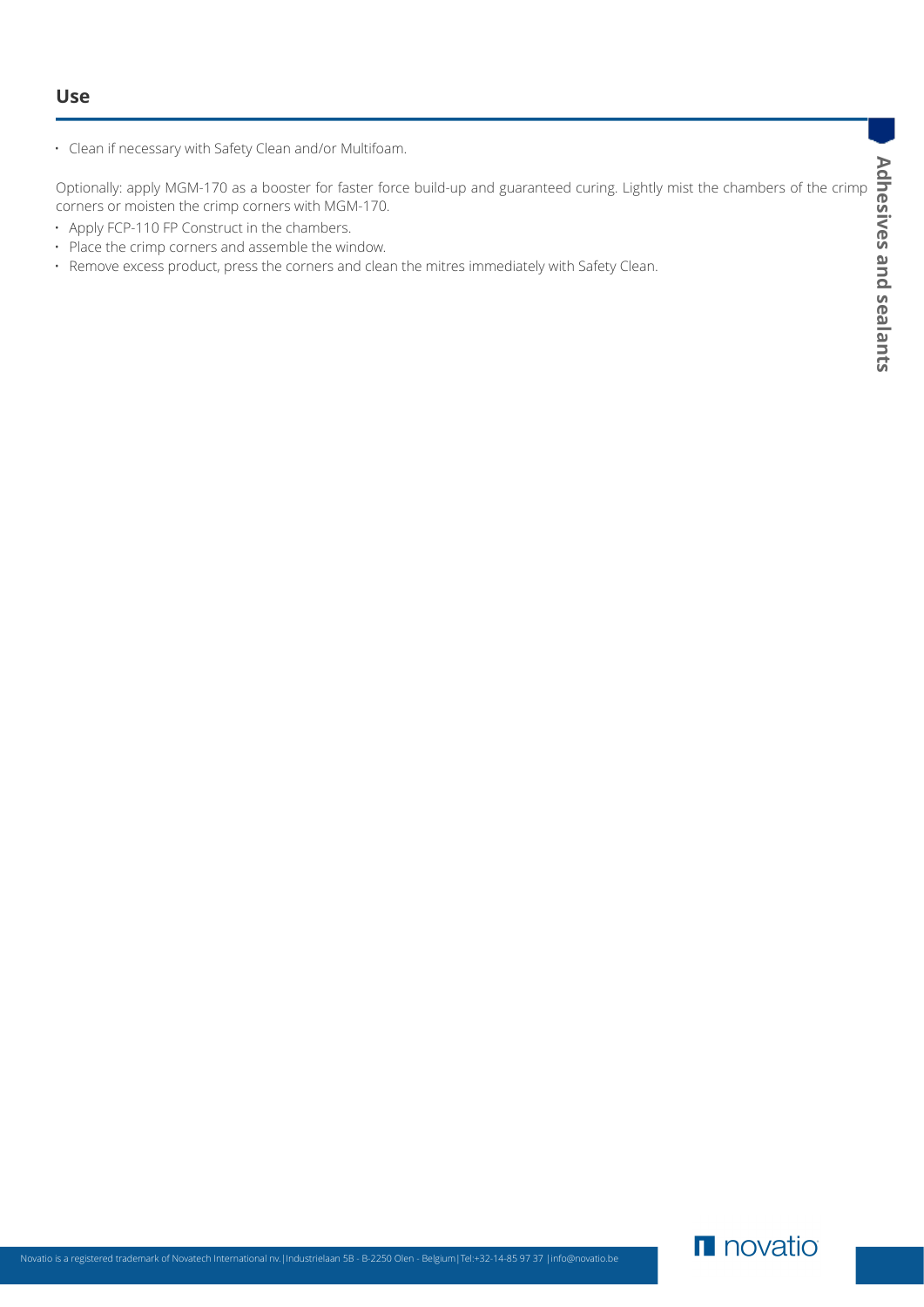## Use

- Clean if necessary with Safety Clean and/or Multifoam.

Optionally: apply MGM-170 as a booster for faster force build-up and guaranteed curing. Lightly mist the chambers of the crimp corners or moisten the crimp corners with MGM-170.

- Apply FCP-110 FP Construct in the chambers.
- Place the crimp corners and assemble the window.
- Remove excess product, press the corners and clean the mitres immediately with Safety Clean.